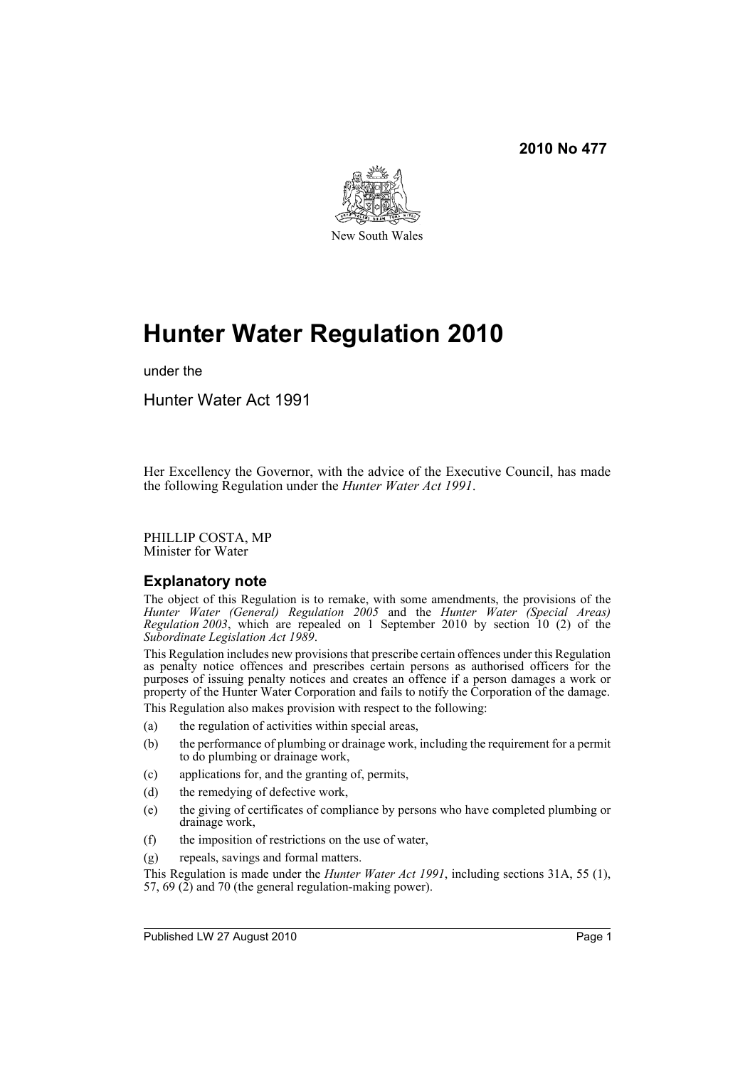2010 No 477

New South Wales

# Hunter Water Regulation 2010

under the

Hunter Water Act 1991

Her Excellency the Governor, with the advice of the Executive Council, has made the following Regulation under the *Hunter Water Act 1991*.

PHILLIP COSTA, MP
Minister for Water

## Explanatory note

The object of this Regulation is to remake, with some amendments, the provisions of the *Hunter Water (General) Regulation 2005* and the *Hunter Water (Special Areas) Regulation 2003*, which are repealed on 1 September 2010 by section 10 (2) of the *Subordinate Legislation Act 1989*.

This Regulation includes new provisions that prescribe certain offences under this Regulation as penalty notice offences and prescribes certain persons as authorised officers for the purposes of issuing penalty notices and creates an offence if a person damages a work or property of the Hunter Water Corporation and fails to notify the Corporation of the damage.

This Regulation also makes provision with respect to the following:

(a) the regulation of activities within special areas,

(b) the performance of plumbing or drainage work, including the requirement for a permit to do plumbing or drainage work,

(c) applications for, and the granting of, permits,

(d) the remedying of defective work,

(e) the giving of certificates of compliance by persons who have completed plumbing or drainage work,

(f) the imposition of restrictions on the use of water,

(g) repeals, savings and formal matters.

This Regulation is made under the *Hunter Water Act 1991*, including sections 31A, 55 (1), 57, 69 (2) and 70 (the general regulation-making power).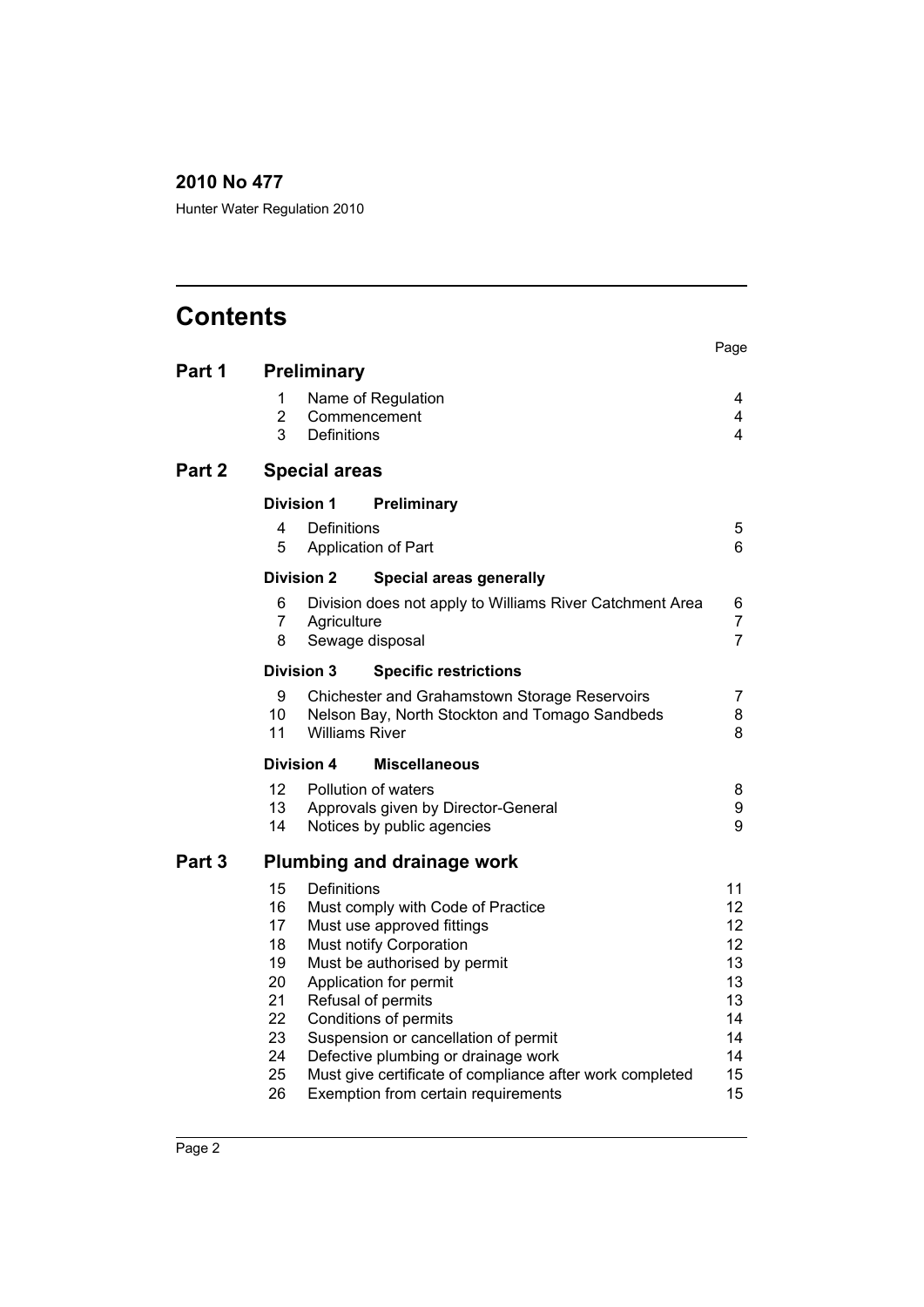**2010 No 477**

Hunter Water Regulation 2010

# Contents

| | | Page |
|---|---|---|
| **Part 1** | **Preliminary** | |
| 1 | Name of Regulation | 4 |
| 2 | Commencement | 4 |
| 3 | Definitions | 4 |
| **Part 2** | **Special areas** | |
| **Division 1** | **Preliminary** | |
| 4 | Definitions | 5 |
| 5 | Application of Part | 6 |
| **Division 2** | **Special areas generally** | |
| 6 | Division does not apply to Williams River Catchment Area | 6 |
| 7 | Agriculture | 7 |
| 8 | Sewage disposal | 7 |
| **Division 3** | **Specific restrictions** | |
| 9 | Chichester and Grahamstown Storage Reservoirs | 7 |
| 10 | Nelson Bay, North Stockton and Tomago Sandbeds | 8 |
| 11 | Williams River | 8 |
| **Division 4** | **Miscellaneous** | |
| 12 | Pollution of waters | 8 |
| 13 | Approvals given by Director-General | 9 |
| 14 | Notices by public agencies | 9 |
| **Part 3** | **Plumbing and drainage work** | |
| 15 | Definitions | 11 |
| 16 | Must comply with Code of Practice | 12 |
| 17 | Must use approved fittings | 12 |
| 18 | Must notify Corporation | 12 |
| 19 | Must be authorised by permit | 13 |
| 20 | Application for permit | 13 |
| 21 | Refusal of permits | 13 |
| 22 | Conditions of permits | 14 |
| 23 | Suspension or cancellation of permit | 14 |
| 24 | Defective plumbing or drainage work | 14 |
| 25 | Must give certificate of compliance after work completed | 15 |
| 26 | Exemption from certain requirements | 15 |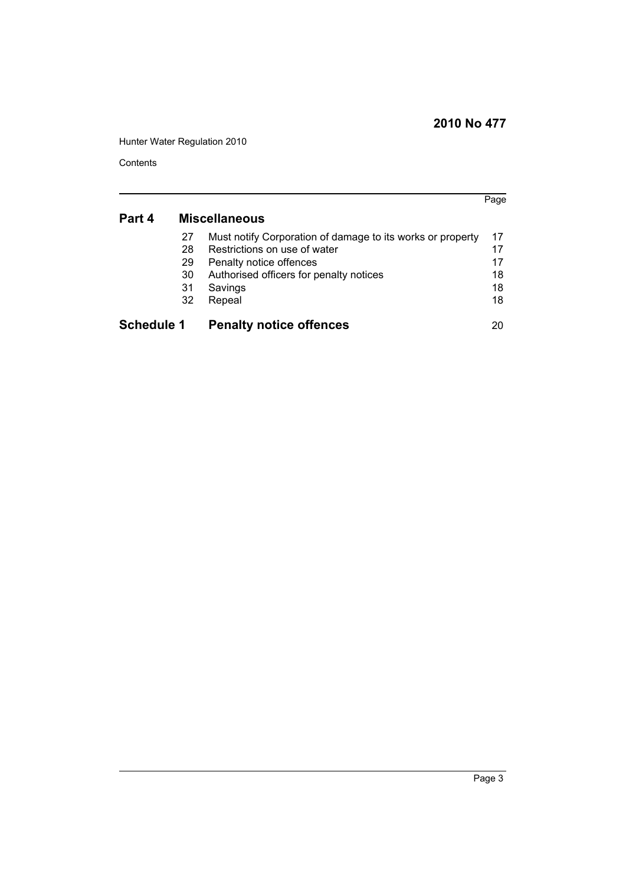| | | | Page |
|---|---|---|---|
| **Part 4** | | **Miscellaneous** | |
| | 27 | Must notify Corporation of damage to its works or property | 17 |
| | 28 | Restrictions on use of water | 17 |
| | 29 | Penalty notice offences | 17 |
| | 30 | Authorised officers for penalty notices | 18 |
| | 31 | Savings | 18 |
| | 32 | Repeal | 18 |
| **Schedule 1** | | **Penalty notice offences** | 20 |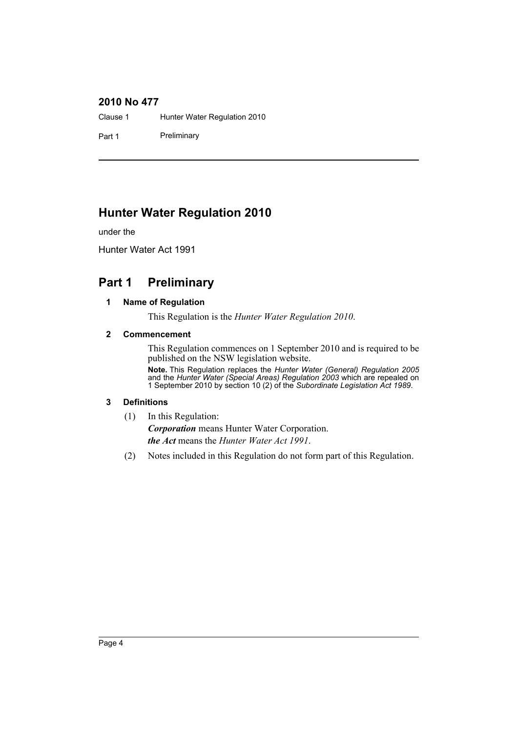# Hunter Water Regulation 2010

under the

Hunter Water Act 1991

## Part 1 Preliminary

### 1 Name of Regulation

This Regulation is the *Hunter Water Regulation 2010*.

### 2 Commencement

This Regulation commences on 1 September 2010 and is required to be published on the NSW legislation website.

**Note.** This Regulation replaces the *Hunter Water (General) Regulation 2005* and the *Hunter Water (Special Areas) Regulation 2003* which are repealed on 1 September 2010 by section 10 (2) of the *Subordinate Legislation Act 1989*.

### 3 Definitions

(1) In this Regulation:

***Corporation*** means Hunter Water Corporation.

***the Act*** means the *Hunter Water Act 1991*.

(2) Notes included in this Regulation do not form part of this Regulation.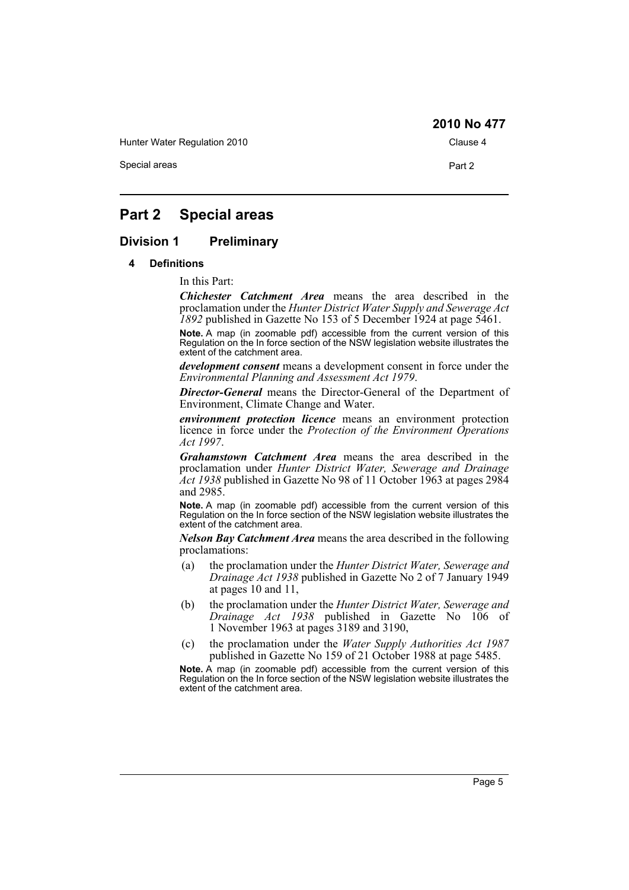# Part 2 Special areas

## Division 1 Preliminary

### 4 Definitions

In this Part:

***Chichester Catchment Area*** means the area described in the proclamation under the *Hunter District Water Supply and Sewerage Act 1892* published in Gazette No 153 of 5 December 1924 at page 5461.

**Note.** A map (in zoomable pdf) accessible from the current version of this Regulation on the In force section of the NSW legislation website illustrates the extent of the catchment area.

***development consent*** means a development consent in force under the *Environmental Planning and Assessment Act 1979*.

***Director-General*** means the Director-General of the Department of Environment, Climate Change and Water.

***environment protection licence*** means an environment protection licence in force under the *Protection of the Environment Operations Act 1997*.

***Grahamstown Catchment Area*** means the area described in the proclamation under *Hunter District Water, Sewerage and Drainage Act 1938* published in Gazette No 98 of 11 October 1963 at pages 2984 and 2985.

**Note.** A map (in zoomable pdf) accessible from the current version of this Regulation on the In force section of the NSW legislation website illustrates the extent of the catchment area.

***Nelson Bay Catchment Area*** means the area described in the following proclamations:

(a) the proclamation under the *Hunter District Water, Sewerage and Drainage Act 1938* published in Gazette No 2 of 7 January 1949 at pages 10 and 11,

(b) the proclamation under the *Hunter District Water, Sewerage and Drainage Act 1938* published in Gazette No 106 of 1 November 1963 at pages 3189 and 3190,

(c) the proclamation under the *Water Supply Authorities Act 1987* published in Gazette No 159 of 21 October 1988 at page 5485.

**Note.** A map (in zoomable pdf) accessible from the current version of this Regulation on the In force section of the NSW legislation website illustrates the extent of the catchment area.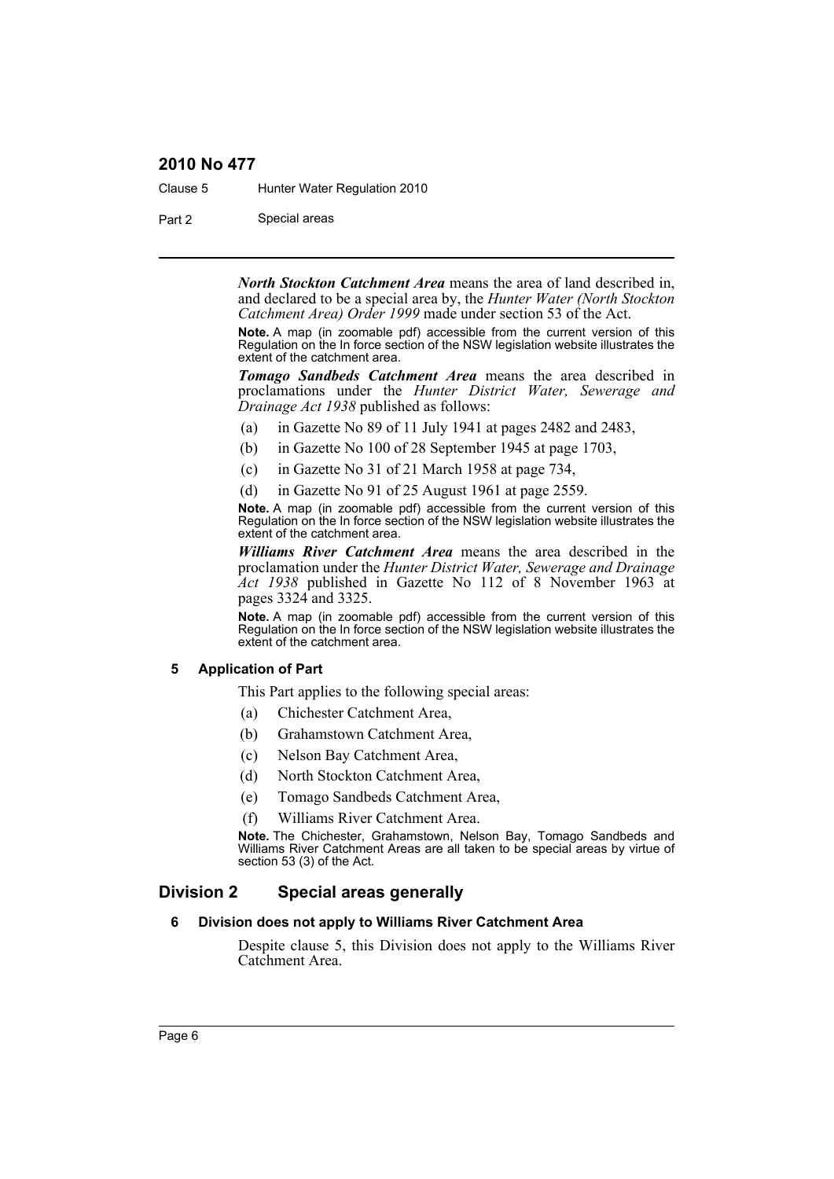***North Stockton Catchment Area*** means the area of land described in, and declared to be a special area by, the *Hunter Water (North Stockton Catchment Area) Order 1999* made under section 53 of the Act.

**Note.** A map (in zoomable pdf) accessible from the current version of this Regulation on the In force section of the NSW legislation website illustrates the extent of the catchment area.

***Tomago Sandbeds Catchment Area*** means the area described in proclamations under the *Hunter District Water, Sewerage and Drainage Act 1938* published as follows:

(a) in Gazette No 89 of 11 July 1941 at pages 2482 and 2483,

(b) in Gazette No 100 of 28 September 1945 at page 1703,

(c) in Gazette No 31 of 21 March 1958 at page 734,

(d) in Gazette No 91 of 25 August 1961 at page 2559.

**Note.** A map (in zoomable pdf) accessible from the current version of this Regulation on the In force section of the NSW legislation website illustrates the extent of the catchment area.

***Williams River Catchment Area*** means the area described in the proclamation under the *Hunter District Water, Sewerage and Drainage Act 1938* published in Gazette No 112 of 8 November 1963 at pages 3324 and 3325.

**Note.** A map (in zoomable pdf) accessible from the current version of this Regulation on the In force section of the NSW legislation website illustrates the extent of the catchment area.

#### 5 Application of Part

This Part applies to the following special areas:

(a) Chichester Catchment Area,

(b) Grahamstown Catchment Area,

(c) Nelson Bay Catchment Area,

(d) North Stockton Catchment Area,

(e) Tomago Sandbeds Catchment Area,

(f) Williams River Catchment Area.

**Note.** The Chichester, Grahamstown, Nelson Bay, Tomago Sandbeds and Williams River Catchment Areas are all taken to be special areas by virtue of section 53 (3) of the Act.

## Division 2 Special areas generally

#### 6 Division does not apply to Williams River Catchment Area

Despite clause 5, this Division does not apply to the Williams River Catchment Area.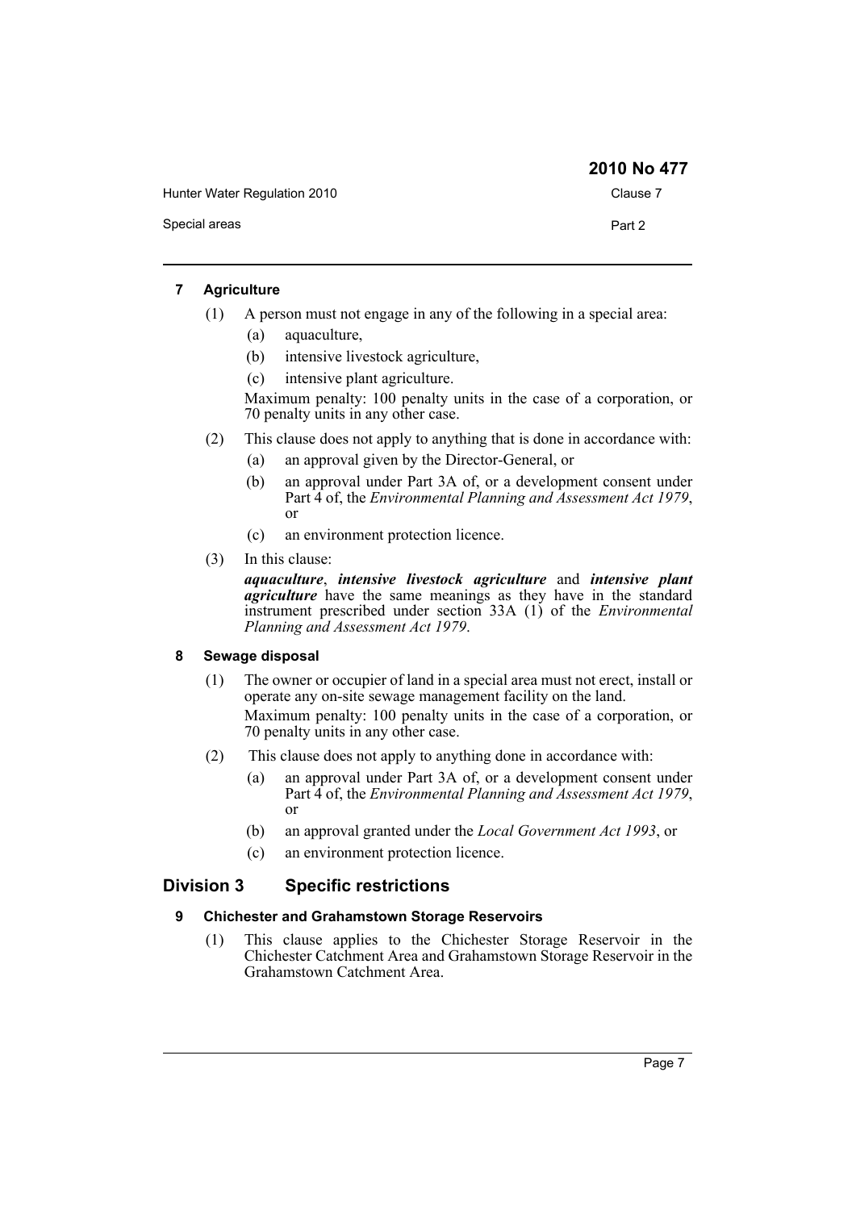#### 7 Agriculture

(1) A person must not engage in any of the following in a special area:

- (a) aquaculture,
- (b) intensive livestock agriculture,
- (c) intensive plant agriculture.

Maximum penalty: 100 penalty units in the case of a corporation, or 70 penalty units in any other case.

(2) This clause does not apply to anything that is done in accordance with:

- (a) an approval given by the Director-General, or
- (b) an approval under Part 3A of, or a development consent under Part 4 of, the *Environmental Planning and Assessment Act 1979*, or
- (c) an environment protection licence.

(3) In this clause:

***aquaculture***, ***intensive livestock agriculture*** and ***intensive plant agriculture*** have the same meanings as they have in the standard instrument prescribed under section 33A (1) of the *Environmental Planning and Assessment Act 1979*.

#### 8 Sewage disposal

(1) The owner or occupier of land in a special area must not erect, install or operate any on-site sewage management facility on the land.

Maximum penalty: 100 penalty units in the case of a corporation, or 70 penalty units in any other case.

(2) This clause does not apply to anything done in accordance with:

- (a) an approval under Part 3A of, or a development consent under Part 4 of, the *Environmental Planning and Assessment Act 1979*, or
- (b) an approval granted under the *Local Government Act 1993*, or
- (c) an environment protection licence.

### Division 3 Specific restrictions

#### 9 Chichester and Grahamstown Storage Reservoirs

(1) This clause applies to the Chichester Storage Reservoir in the Chichester Catchment Area and Grahamstown Storage Reservoir in the Grahamstown Catchment Area.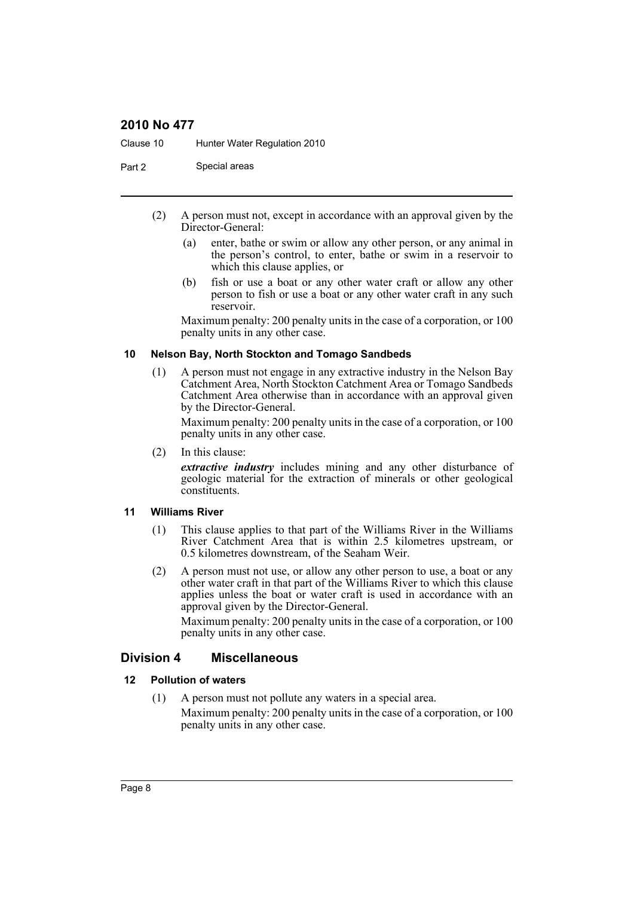(2) A person must not, except in accordance with an approval given by the Director-General:

(a) enter, bathe or swim or allow any other person, or any animal in the person's control, to enter, bathe or swim in a reservoir to which this clause applies, or

(b) fish or use a boat or any other water craft or allow any other person to fish or use a boat or any other water craft in any such reservoir.

Maximum penalty: 200 penalty units in the case of a corporation, or 100 penalty units in any other case.

#### 10 Nelson Bay, North Stockton and Tomago Sandbeds

(1) A person must not engage in any extractive industry in the Nelson Bay Catchment Area, North Stockton Catchment Area or Tomago Sandbeds Catchment Area otherwise than in accordance with an approval given by the Director-General.

Maximum penalty: 200 penalty units in the case of a corporation, or 100 penalty units in any other case.

(2) In this clause:

***extractive industry*** includes mining and any other disturbance of geologic material for the extraction of minerals or other geological constituents.

#### 11 Williams River

(1) This clause applies to that part of the Williams River in the Williams River Catchment Area that is within 2.5 kilometres upstream, or 0.5 kilometres downstream, of the Seaham Weir.

(2) A person must not use, or allow any other person to use, a boat or any other water craft in that part of the Williams River to which this clause applies unless the boat or water craft is used in accordance with an approval given by the Director-General.

Maximum penalty: 200 penalty units in the case of a corporation, or 100 penalty units in any other case.

### Division 4 Miscellaneous

#### 12 Pollution of waters

(1) A person must not pollute any waters in a special area.

Maximum penalty: 200 penalty units in the case of a corporation, or 100 penalty units in any other case.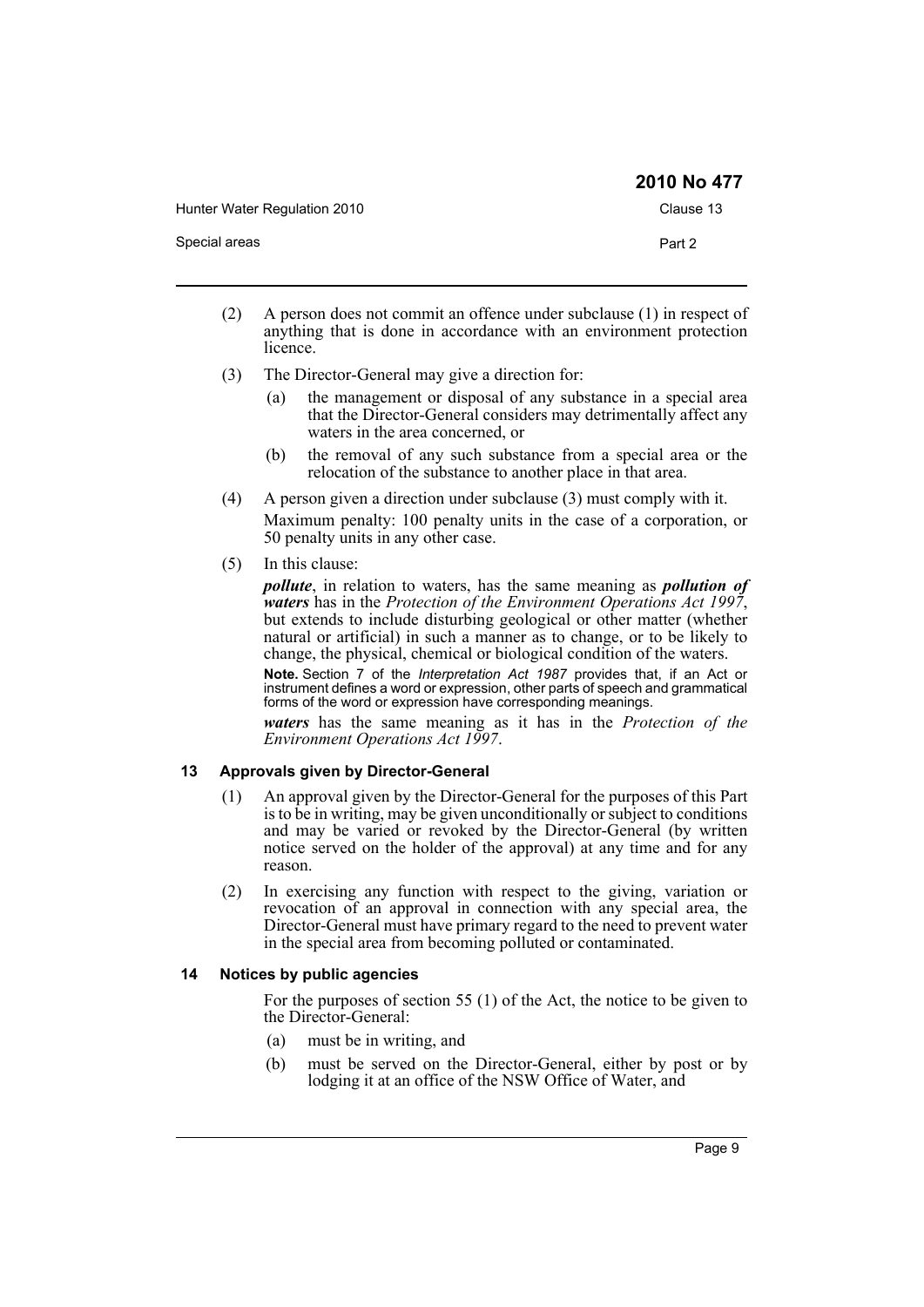(2) A person does not commit an offence under subclause (1) in respect of anything that is done in accordance with an environment protection licence.

(3) The Director-General may give a direction for:

- (a) the management or disposal of any substance in a special area that the Director-General considers may detrimentally affect any waters in the area concerned, or
- (b) the removal of any such substance from a special area or the relocation of the substance to another place in that area.

(4) A person given a direction under subclause (3) must comply with it.

Maximum penalty: 100 penalty units in the case of a corporation, or 50 penalty units in any other case.

(5) In this clause:

***pollute***, in relation to waters, has the same meaning as ***pollution of waters*** has in the *Protection of the Environment Operations Act 1997*, but extends to include disturbing geological or other matter (whether natural or artificial) in such a manner as to change, or to be likely to change, the physical, chemical or biological condition of the waters.

**Note.** Section 7 of the *Interpretation Act 1987* provides that, if an Act or instrument defines a word or expression, other parts of speech and grammatical forms of the word or expression have corresponding meanings.

***waters*** has the same meaning as it has in the *Protection of the Environment Operations Act 1997*.

### 13 Approvals given by Director-General

(1) An approval given by the Director-General for the purposes of this Part is to be in writing, may be given unconditionally or subject to conditions and may be varied or revoked by the Director-General (by written notice served on the holder of the approval) at any time and for any reason.

(2) In exercising any function with respect to the giving, variation or revocation of an approval in connection with any special area, the Director-General must have primary regard to the need to prevent water in the special area from becoming polluted or contaminated.

### 14 Notices by public agencies

For the purposes of section 55 (1) of the Act, the notice to be given to the Director-General:

- (a) must be in writing, and
- (b) must be served on the Director-General, either by post or by lodging it at an office of the NSW Office of Water, and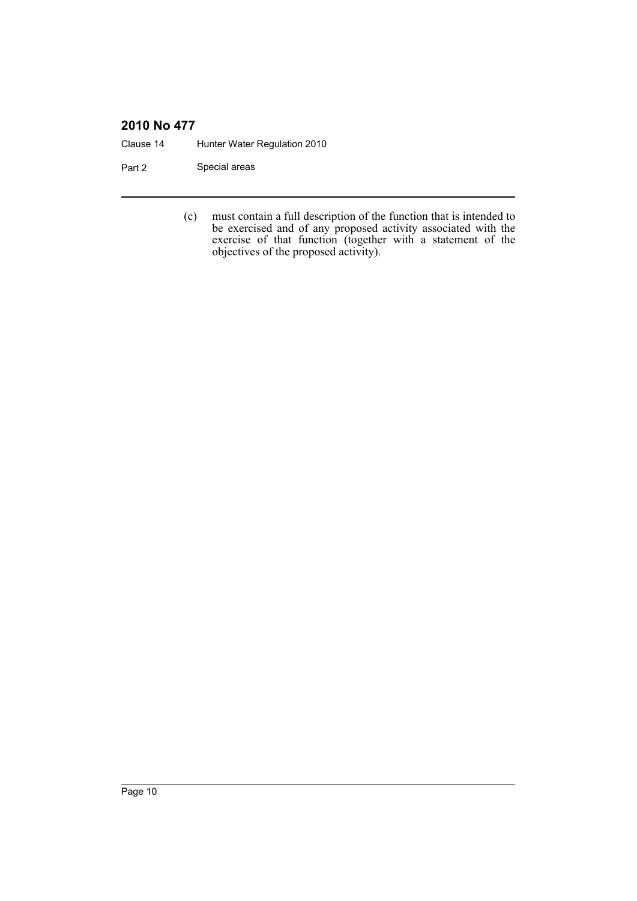(c) must contain a full description of the function that is intended to be exercised and of any proposed activity associated with the exercise of that function (together with a statement of the objectives of the proposed activity).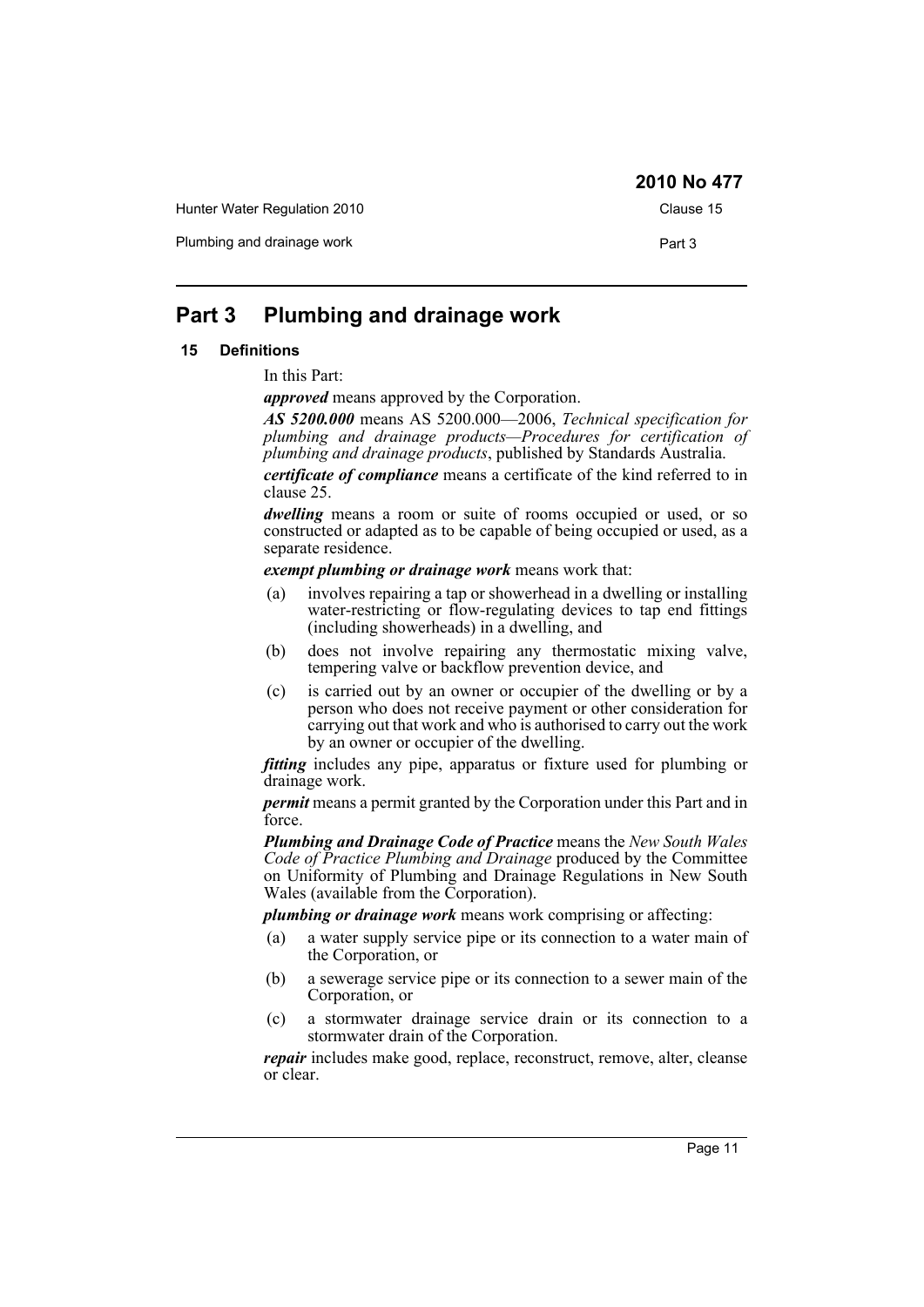# Part 3 Plumbing and drainage work

## 15 Definitions

In this Part:

***approved*** means approved by the Corporation.

***AS 5200.000*** means AS 5200.000—2006, *Technical specification for plumbing and drainage products—Procedures for certification of plumbing and drainage products*, published by Standards Australia.

***certificate of compliance*** means a certificate of the kind referred to in clause 25.

***dwelling*** means a room or suite of rooms occupied or used, or so constructed or adapted as to be capable of being occupied or used, as a separate residence.

***exempt plumbing or drainage work*** means work that:

(a) involves repairing a tap or showerhead in a dwelling or installing water-restricting or flow-regulating devices to tap end fittings (including showerheads) in a dwelling, and

(b) does not involve repairing any thermostatic mixing valve, tempering valve or backflow prevention device, and

(c) is carried out by an owner or occupier of the dwelling or by a person who does not receive payment or other consideration for carrying out that work and who is authorised to carry out the work by an owner or occupier of the dwelling.

***fitting*** includes any pipe, apparatus or fixture used for plumbing or drainage work.

***permit*** means a permit granted by the Corporation under this Part and in force.

***Plumbing and Drainage Code of Practice*** means the *New South Wales Code of Practice Plumbing and Drainage* produced by the Committee on Uniformity of Plumbing and Drainage Regulations in New South Wales (available from the Corporation).

***plumbing or drainage work*** means work comprising or affecting:

(a) a water supply service pipe or its connection to a water main of the Corporation, or

(b) a sewerage service pipe or its connection to a sewer main of the Corporation, or

(c) a stormwater drainage service drain or its connection to a stormwater drain of the Corporation.

***repair*** includes make good, replace, reconstruct, remove, alter, cleanse or clear.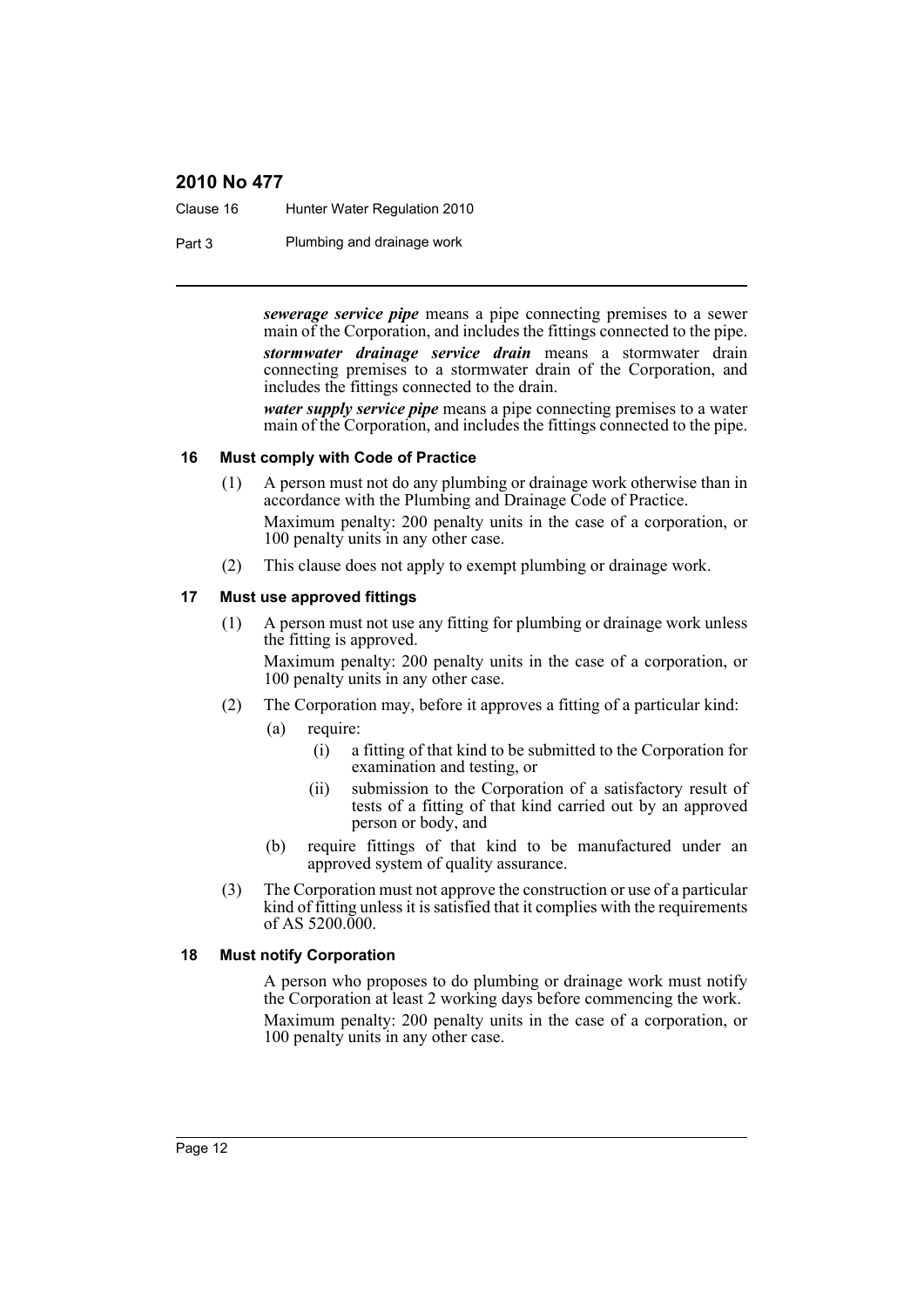***sewerage service pipe*** means a pipe connecting premises to a sewer main of the Corporation, and includes the fittings connected to the pipe.

***stormwater drainage service drain*** means a stormwater drain connecting premises to a stormwater drain of the Corporation, and includes the fittings connected to the drain.

***water supply service pipe*** means a pipe connecting premises to a water main of the Corporation, and includes the fittings connected to the pipe.

#### 16 Must comply with Code of Practice

(1) A person must not do any plumbing or drainage work otherwise than in accordance with the Plumbing and Drainage Code of Practice.

Maximum penalty: 200 penalty units in the case of a corporation, or 100 penalty units in any other case.

(2) This clause does not apply to exempt plumbing or drainage work.

#### 17 Must use approved fittings

(1) A person must not use any fitting for plumbing or drainage work unless the fitting is approved.

Maximum penalty: 200 penalty units in the case of a corporation, or 100 penalty units in any other case.

(2) The Corporation may, before it approves a fitting of a particular kind:

- (a) require:
  - (i) a fitting of that kind to be submitted to the Corporation for examination and testing, or
  - (ii) submission to the Corporation of a satisfactory result of tests of a fitting of that kind carried out by an approved person or body, and
- (b) require fittings of that kind to be manufactured under an approved system of quality assurance.

(3) The Corporation must not approve the construction or use of a particular kind of fitting unless it is satisfied that it complies with the requirements of AS 5200.000.

#### 18 Must notify Corporation

A person who proposes to do plumbing or drainage work must notify the Corporation at least 2 working days before commencing the work.

Maximum penalty: 200 penalty units in the case of a corporation, or 100 penalty units in any other case.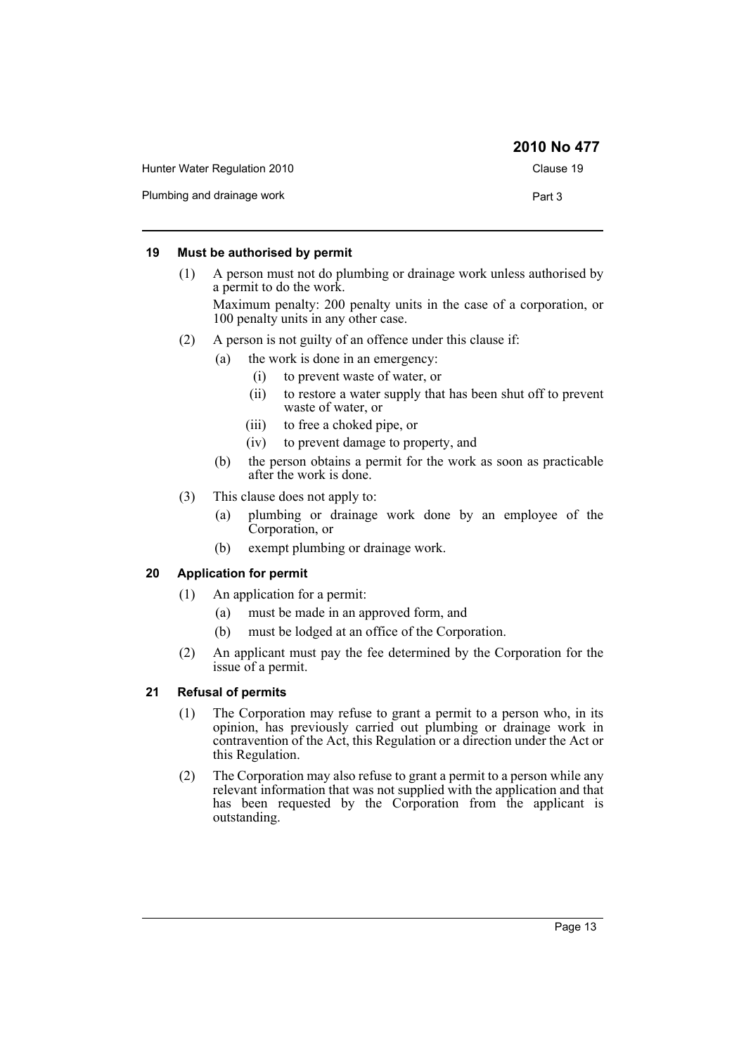## 19 Must be authorised by permit

(1) A person must not do plumbing or drainage work unless authorised by a permit to do the work.

Maximum penalty: 200 penalty units in the case of a corporation, or 100 penalty units in any other case.

(2) A person is not guilty of an offence under this clause if:

- (a) the work is done in an emergency:
  - (i) to prevent waste of water, or
  - (ii) to restore a water supply that has been shut off to prevent waste of water, or
  - (iii) to free a choked pipe, or
  - (iv) to prevent damage to property, and
- (b) the person obtains a permit for the work as soon as practicable after the work is done.

(3) This clause does not apply to:

- (a) plumbing or drainage work done by an employee of the Corporation, or
- (b) exempt plumbing or drainage work.

## 20 Application for permit

(1) An application for a permit:

- (a) must be made in an approved form, and
- (b) must be lodged at an office of the Corporation.

(2) An applicant must pay the fee determined by the Corporation for the issue of a permit.

## 21 Refusal of permits

(1) The Corporation may refuse to grant a permit to a person who, in its opinion, has previously carried out plumbing or drainage work in contravention of the Act, this Regulation or a direction under the Act or this Regulation.

(2) The Corporation may also refuse to grant a permit to a person while any relevant information that was not supplied with the application and that has been requested by the Corporation from the applicant is outstanding.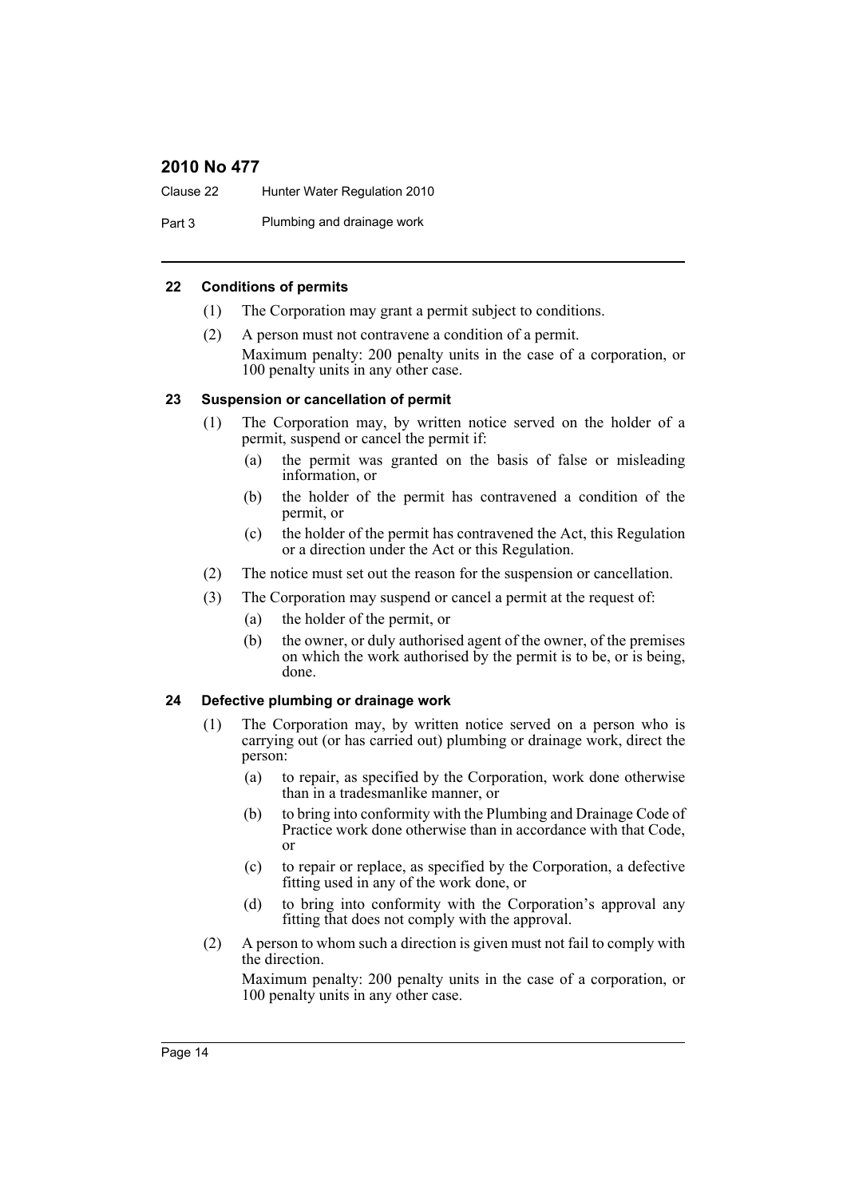### 22 Conditions of permits

(1) The Corporation may grant a permit subject to conditions.

(2) A person must not contravene a condition of a permit.

Maximum penalty: 200 penalty units in the case of a corporation, or 100 penalty units in any other case.

### 23 Suspension or cancellation of permit

(1) The Corporation may, by written notice served on the holder of a permit, suspend or cancel the permit if:

- (a) the permit was granted on the basis of false or misleading information, or
- (b) the holder of the permit has contravened a condition of the permit, or
- (c) the holder of the permit has contravened the Act, this Regulation or a direction under the Act or this Regulation.

(2) The notice must set out the reason for the suspension or cancellation.

(3) The Corporation may suspend or cancel a permit at the request of:

- (a) the holder of the permit, or
- (b) the owner, or duly authorised agent of the owner, of the premises on which the work authorised by the permit is to be, or is being, done.

### 24 Defective plumbing or drainage work

(1) The Corporation may, by written notice served on a person who is carrying out (or has carried out) plumbing or drainage work, direct the person:

- (a) to repair, as specified by the Corporation, work done otherwise than in a tradesmanlike manner, or
- (b) to bring into conformity with the Plumbing and Drainage Code of Practice work done otherwise than in accordance with that Code, or
- (c) to repair or replace, as specified by the Corporation, a defective fitting used in any of the work done, or
- (d) to bring into conformity with the Corporation's approval any fitting that does not comply with the approval.

(2) A person to whom such a direction is given must not fail to comply with the direction.

Maximum penalty: 200 penalty units in the case of a corporation, or 100 penalty units in any other case.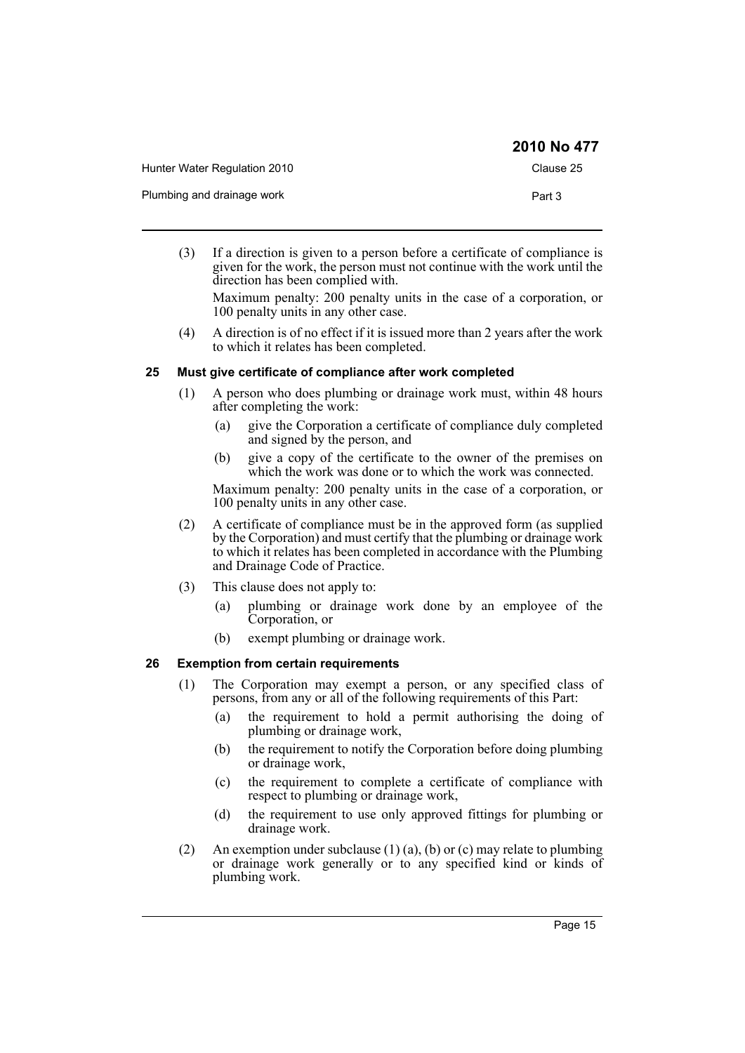(3) If a direction is given to a person before a certificate of compliance is given for the work, the person must not continue with the work until the direction has been complied with.

Maximum penalty: 200 penalty units in the case of a corporation, or 100 penalty units in any other case.

(4) A direction is of no effect if it is issued more than 2 years after the work to which it relates has been completed.

### 25 Must give certificate of compliance after work completed

(1) A person who does plumbing or drainage work must, within 48 hours after completing the work:

(a) give the Corporation a certificate of compliance duly completed and signed by the person, and

(b) give a copy of the certificate to the owner of the premises on which the work was done or to which the work was connected.

Maximum penalty: 200 penalty units in the case of a corporation, or 100 penalty units in any other case.

(2) A certificate of compliance must be in the approved form (as supplied by the Corporation) and must certify that the plumbing or drainage work to which it relates has been completed in accordance with the Plumbing and Drainage Code of Practice.

(3) This clause does not apply to:

(a) plumbing or drainage work done by an employee of the Corporation, or

(b) exempt plumbing or drainage work.

### 26 Exemption from certain requirements

(1) The Corporation may exempt a person, or any specified class of persons, from any or all of the following requirements of this Part:

(a) the requirement to hold a permit authorising the doing of plumbing or drainage work,

(b) the requirement to notify the Corporation before doing plumbing or drainage work,

(c) the requirement to complete a certificate of compliance with respect to plumbing or drainage work,

(d) the requirement to use only approved fittings for plumbing or drainage work.

(2) An exemption under subclause (1) (a), (b) or (c) may relate to plumbing or drainage work generally or to any specified kind or kinds of plumbing work.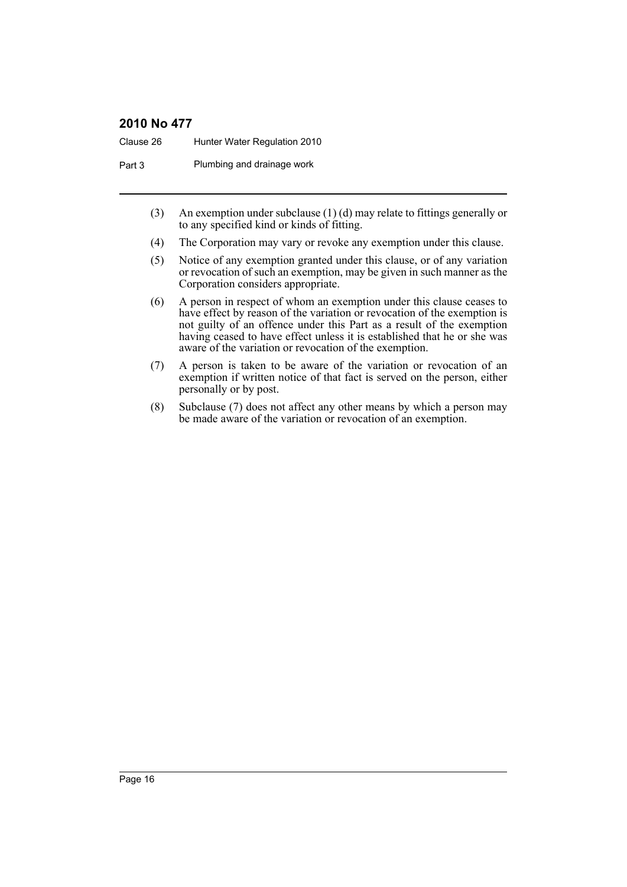(3) An exemption under subclause (1) (d) may relate to fittings generally or to any specified kind or kinds of fitting.

(4) The Corporation may vary or revoke any exemption under this clause.

(5) Notice of any exemption granted under this clause, or of any variation or revocation of such an exemption, may be given in such manner as the Corporation considers appropriate.

(6) A person in respect of whom an exemption under this clause ceases to have effect by reason of the variation or revocation of the exemption is not guilty of an offence under this Part as a result of the exemption having ceased to have effect unless it is established that he or she was aware of the variation or revocation of the exemption.

(7) A person is taken to be aware of the variation or revocation of an exemption if written notice of that fact is served on the person, either personally or by post.

(8) Subclause (7) does not affect any other means by which a person may be made aware of the variation or revocation of an exemption.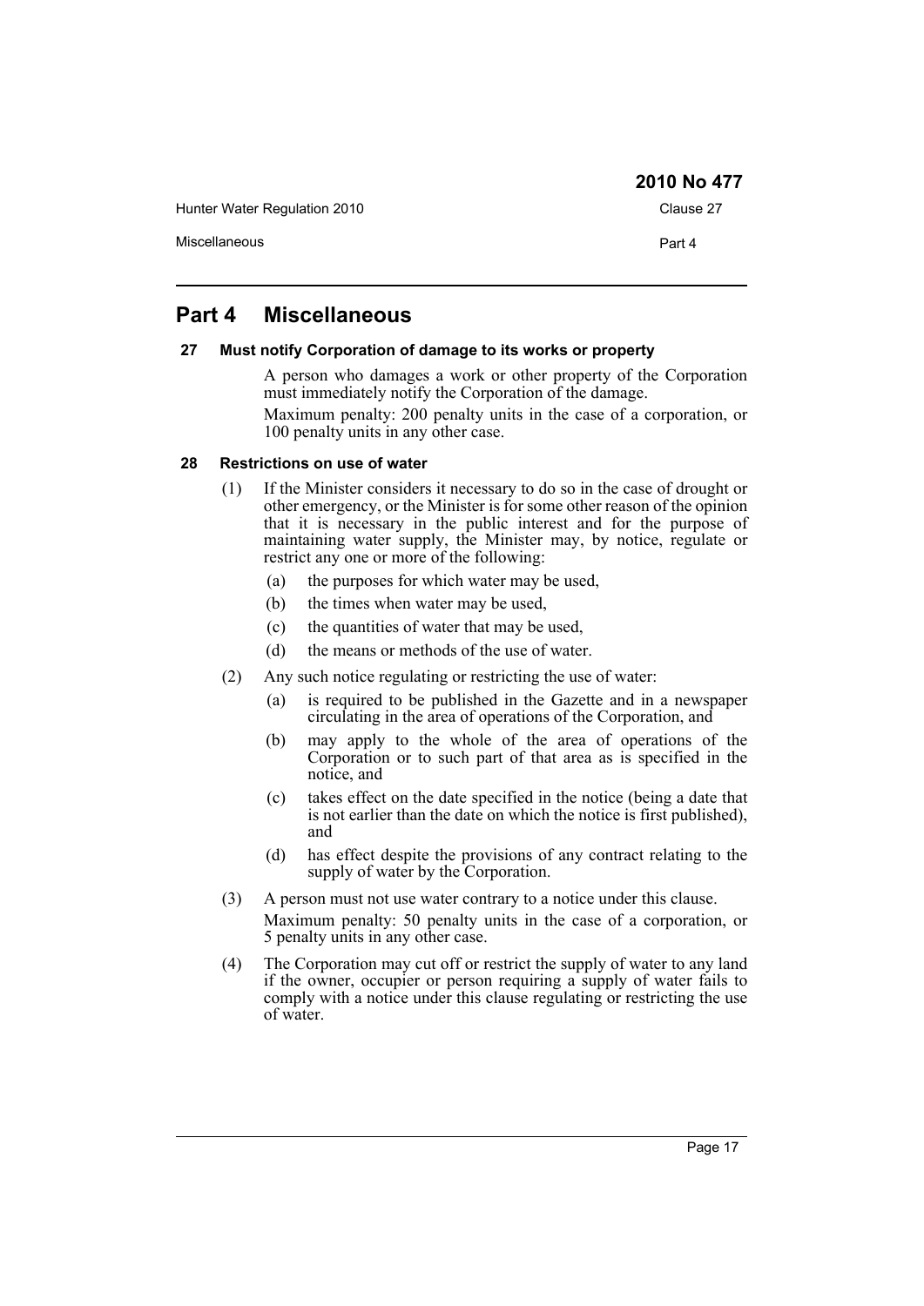# Part 4 Miscellaneous

### 27 Must notify Corporation of damage to its works or property

A person who damages a work or other property of the Corporation must immediately notify the Corporation of the damage.

Maximum penalty: 200 penalty units in the case of a corporation, or 100 penalty units in any other case.

### 28 Restrictions on use of water

(1) If the Minister considers it necessary to do so in the case of drought or other emergency, or the Minister is for some other reason of the opinion that it is necessary in the public interest and for the purpose of maintaining water supply, the Minister may, by notice, regulate or restrict any one or more of the following:

- (a) the purposes for which water may be used,
- (b) the times when water may be used,
- (c) the quantities of water that may be used,
- (d) the means or methods of the use of water.

(2) Any such notice regulating or restricting the use of water:

- (a) is required to be published in the Gazette and in a newspaper circulating in the area of operations of the Corporation, and
- (b) may apply to the whole of the area of operations of the Corporation or to such part of that area as is specified in the notice, and
- (c) takes effect on the date specified in the notice (being a date that is not earlier than the date on which the notice is first published), and
- (d) has effect despite the provisions of any contract relating to the supply of water by the Corporation.

(3) A person must not use water contrary to a notice under this clause.

Maximum penalty: 50 penalty units in the case of a corporation, or 5 penalty units in any other case.

(4) The Corporation may cut off or restrict the supply of water to any land if the owner, occupier or person requiring a supply of water fails to comply with a notice under this clause regulating or restricting the use of water.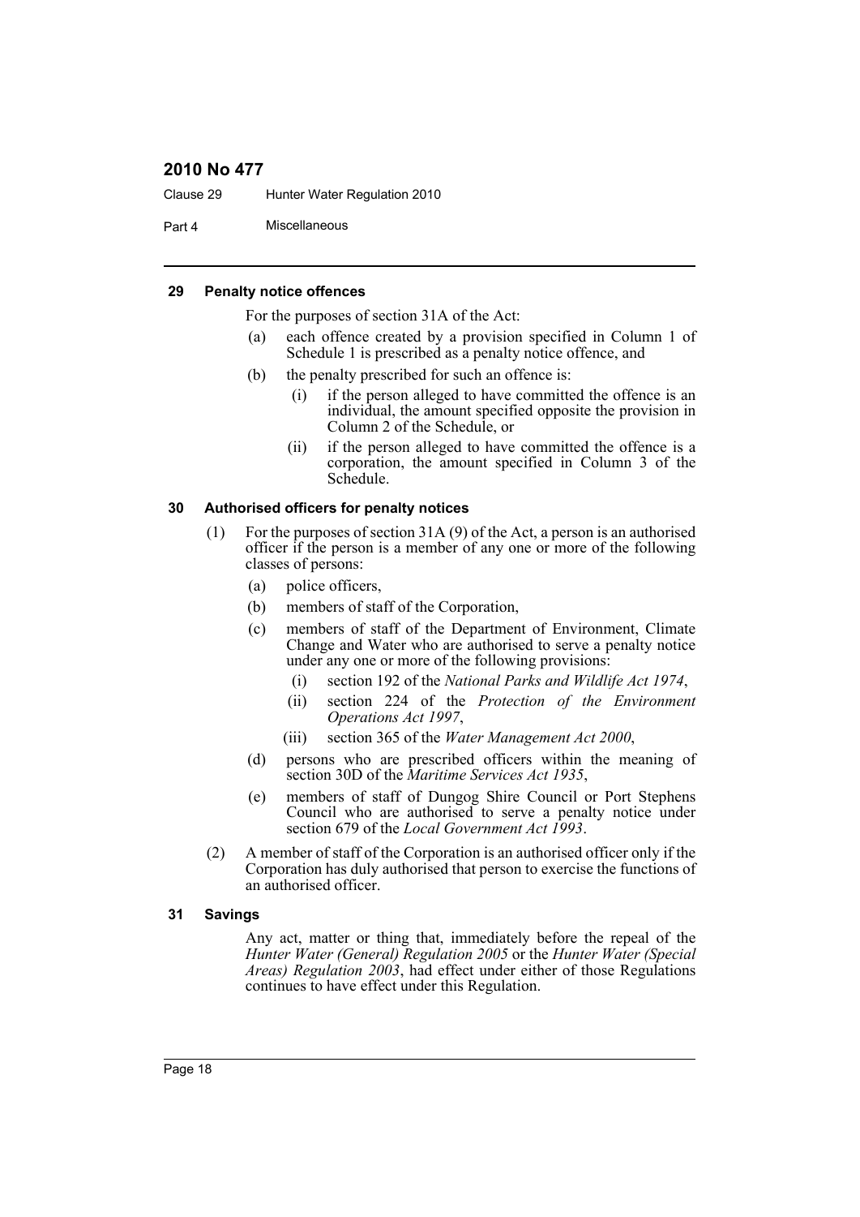#### 29 Penalty notice offences

For the purposes of section 31A of the Act:

(a) each offence created by a provision specified in Column 1 of Schedule 1 is prescribed as a penalty notice offence, and

(b) the penalty prescribed for such an offence is:

   (i) if the person alleged to have committed the offence is an individual, the amount specified opposite the provision in Column 2 of the Schedule, or

   (ii) if the person alleged to have committed the offence is a corporation, the amount specified in Column 3 of the Schedule.

#### 30 Authorised officers for penalty notices

(1) For the purposes of section 31A (9) of the Act, a person is an authorised officer if the person is a member of any one or more of the following classes of persons:

   (a) police officers,

   (b) members of staff of the Corporation,

   (c) members of staff of the Department of Environment, Climate Change and Water who are authorised to serve a penalty notice under any one or more of the following provisions:

      (i) section 192 of the *National Parks and Wildlife Act 1974*,

      (ii) section 224 of the *Protection of the Environment Operations Act 1997*,

      (iii) section 365 of the *Water Management Act 2000*,

   (d) persons who are prescribed officers within the meaning of section 30D of the *Maritime Services Act 1935*,

   (e) members of staff of Dungog Shire Council or Port Stephens Council who are authorised to serve a penalty notice under section 679 of the *Local Government Act 1993*.

(2) A member of staff of the Corporation is an authorised officer only if the Corporation has duly authorised that person to exercise the functions of an authorised officer.

#### 31 Savings

Any act, matter or thing that, immediately before the repeal of the *Hunter Water (General) Regulation 2005* or the *Hunter Water (Special Areas) Regulation 2003*, had effect under either of those Regulations continues to have effect under this Regulation.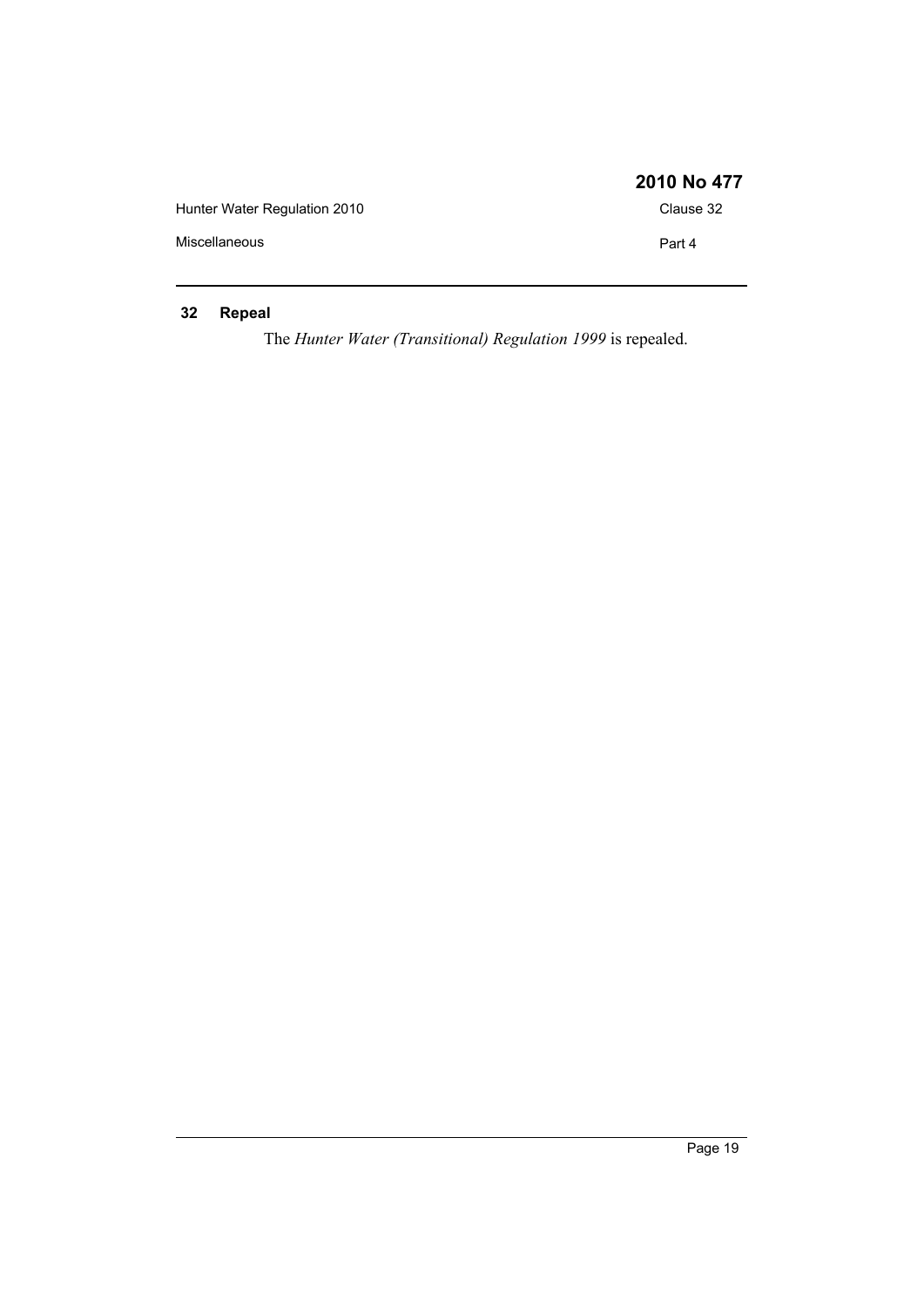## 32 Repeal

The *Hunter Water (Transitional) Regulation 1999* is repealed.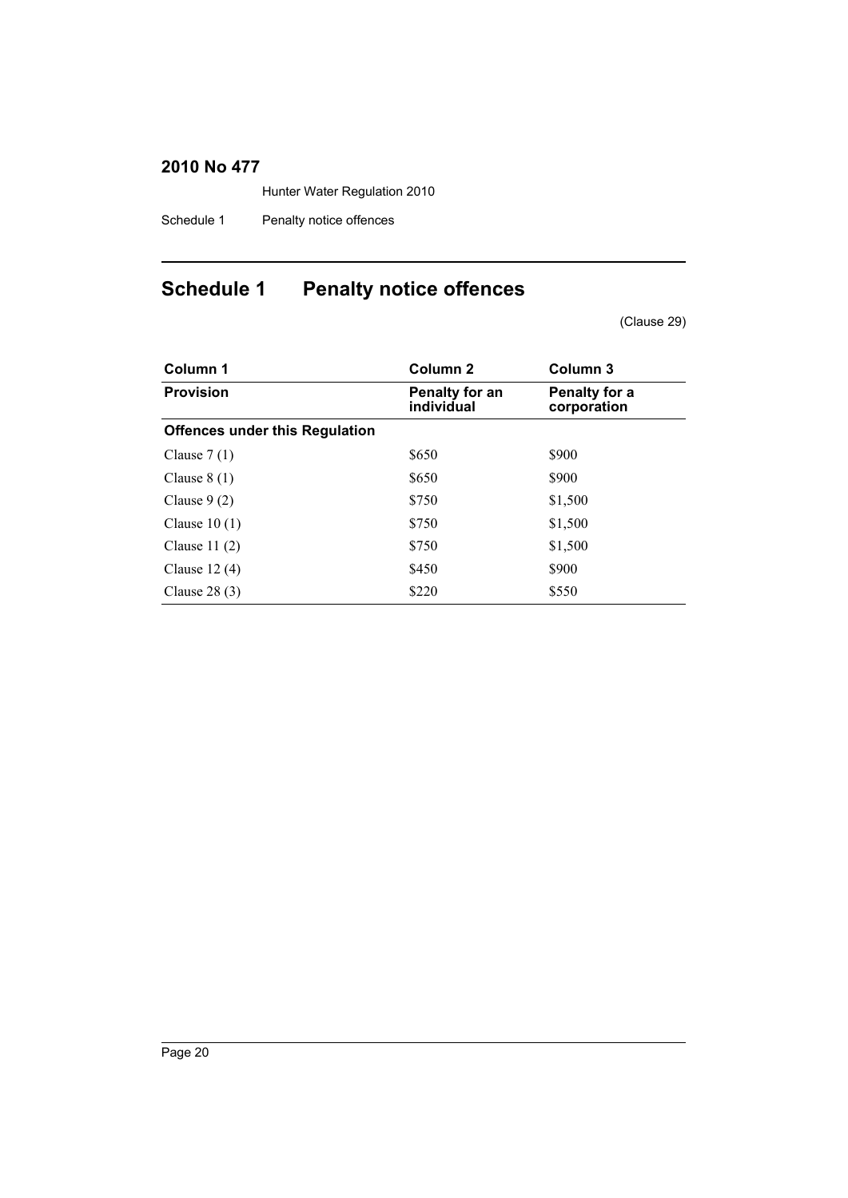# Schedule 1 Penalty notice offences

(Clause 29)

| Column 1 | Column 2 | Column 3 |
|---|---|---|
| **Provision** | **Penalty for an individual** | **Penalty for a corporation** |
| **Offences under this Regulation** | | |
| Clause 7 (1) | $650 | $900 |
| Clause 8 (1) | $650 | $900 |
| Clause 9 (2) | $750 | $1,500 |
| Clause 10 (1) | $750 | $1,500 |
| Clause 11 (2) | $750 | $1,500 |
| Clause 12 (4) | $450 | $900 |
| Clause 28 (3) | $220 | $550 |